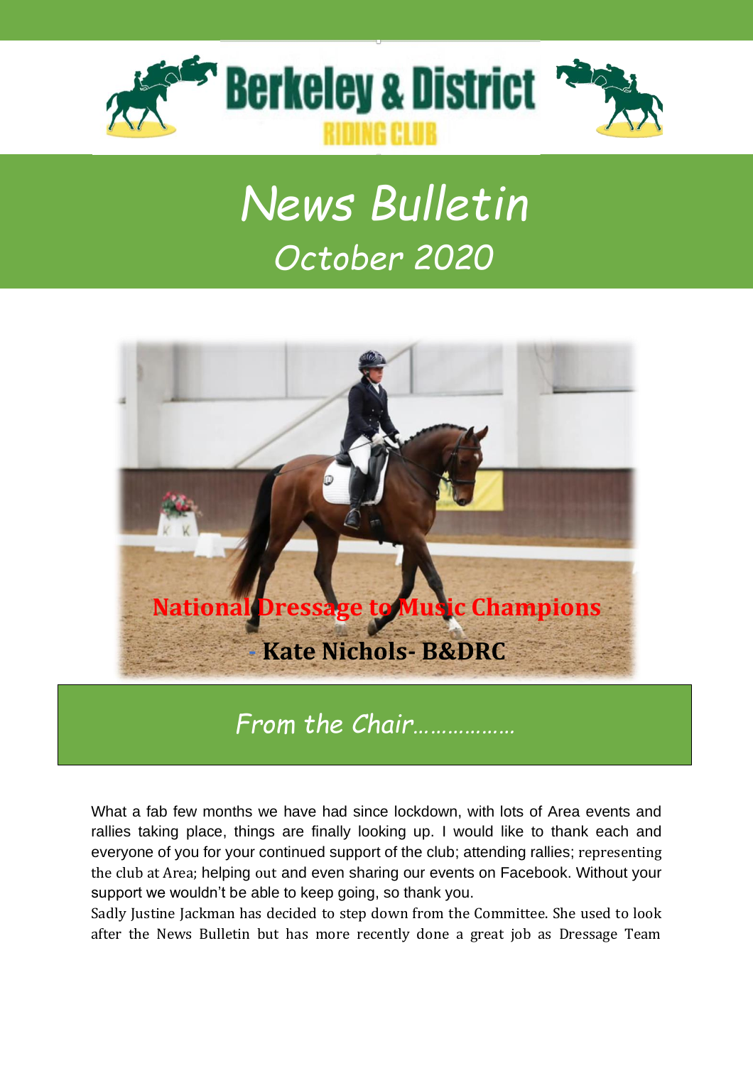# Berkeley & District RIDING CLUB

# News Bulletin
## October 2020

**National Dressage to Music Champions**

**- Kate Nichols- B&DRC**

## *From the Chair………………*

What a fab few months we have had since lockdown, with lots of Area events and rallies taking place, things are finally looking up. I would like to thank each and everyone of you for your continued support of the club; attending rallies; representing the club at Area; helping out and even sharing our events on Facebook. Without your support we wouldn't be able to keep going, so thank you.

Sadly Justine Jackman has decided to step down from the Committee. She used to look after the News Bulletin but has more recently done a great job as Dressage Team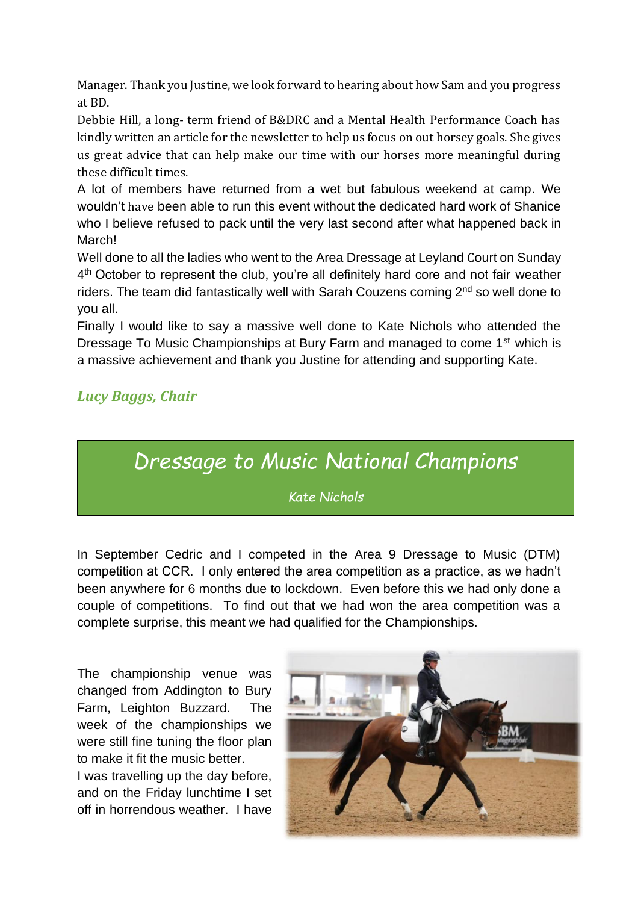Manager. Thank you Justine, we look forward to hearing about how Sam and you progress at BD.

Debbie Hill, a long- term friend of B&DRC and a Mental Health Performance Coach has kindly written an article for the newsletter to help us focus on out horsey goals. She gives us great advice that can help make our time with our horses more meaningful during these difficult times.

A lot of members have returned from a wet but fabulous weekend at camp. We wouldn't have been able to run this event without the dedicated hard work of Shanice who I believe refused to pack until the very last second after what happened back in March!

Well done to all the ladies who went to the Area Dressage at Leyland Court on Sunday 4th October to represent the club, you're all definitely hard core and not fair weather riders. The team did fantastically well with Sarah Couzens coming 2nd so well done to you all.

Finally I would like to say a massive well done to Kate Nichols who attended the Dressage To Music Championships at Bury Farm and managed to come 1st which is a massive achievement and thank you Justine for attending and supporting Kate.

***Lucy Baggs, Chair***

# *Dressage to Music National Champions*

*Kate Nichols*

In September Cedric and I competed in the Area 9 Dressage to Music (DTM) competition at CCR. I only entered the area competition as a practice, as we hadn't been anywhere for 6 months due to lockdown. Even before this we had only done a couple of competitions. To find out that we had won the area competition was a complete surprise, this meant we had qualified for the Championships.

The championship venue was changed from Addington to Bury Farm, Leighton Buzzard. The week of the championships we were still fine tuning the floor plan to make it fit the music better.

I was travelling up the day before, and on the Friday lunchtime I set off in horrendous weather. I have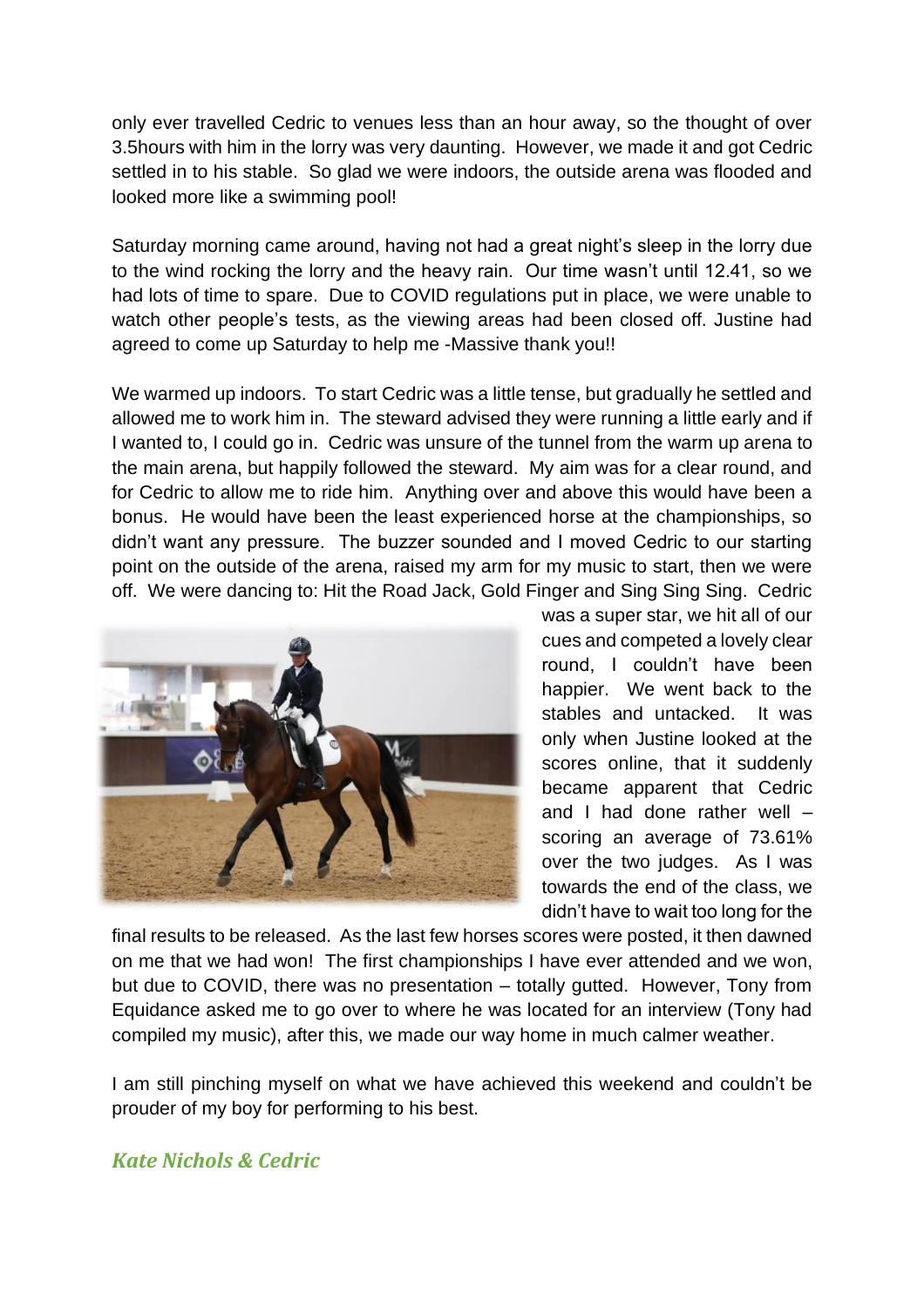only ever travelled Cedric to venues less than an hour away, so the thought of over 3.5hours with him in the lorry was very daunting. However, we made it and got Cedric settled in to his stable. So glad we were indoors, the outside arena was flooded and looked more like a swimming pool!

Saturday morning came around, having not had a great night's sleep in the lorry due to the wind rocking the lorry and the heavy rain. Our time wasn't until 12.41, so we had lots of time to spare. Due to COVID regulations put in place, we were unable to watch other people's tests, as the viewing areas had been closed off. Justine had agreed to come up Saturday to help me -Massive thank you!!

We warmed up indoors. To start Cedric was a little tense, but gradually he settled and allowed me to work him in. The steward advised they were running a little early and if I wanted to, I could go in. Cedric was unsure of the tunnel from the warm up arena to the main arena, but happily followed the steward. My aim was for a clear round, and for Cedric to allow me to ride him. Anything over and above this would have been a bonus. He would have been the least experienced horse at the championships, so didn't want any pressure. The buzzer sounded and I moved Cedric to our starting point on the outside of the arena, raised my arm for my music to start, then we were off. We were dancing to: Hit the Road Jack, Gold Finger and Sing Sing Sing. Cedric was a super star, we hit all of our cues and competed a lovely clear round, I couldn't have been happier. We went back to the stables and untacked. It was only when Justine looked at the scores online, that it suddenly became apparent that Cedric and I had done rather well – scoring an average of 73.61% over the two judges. As I was towards the end of the class, we didn't have to wait too long for the final results to be released. As the last few horses scores were posted, it then dawned on me that we had won! The first championships I have ever attended and we won, but due to COVID, there was no presentation – totally gutted. However, Tony from Equidance asked me to go over to where he was located for an interview (Tony had compiled my music), after this, we made our way home in much calmer weather.

I am still pinching myself on what we have achieved this weekend and couldn't be prouder of my boy for performing to his best.

***Kate Nichols & Cedric***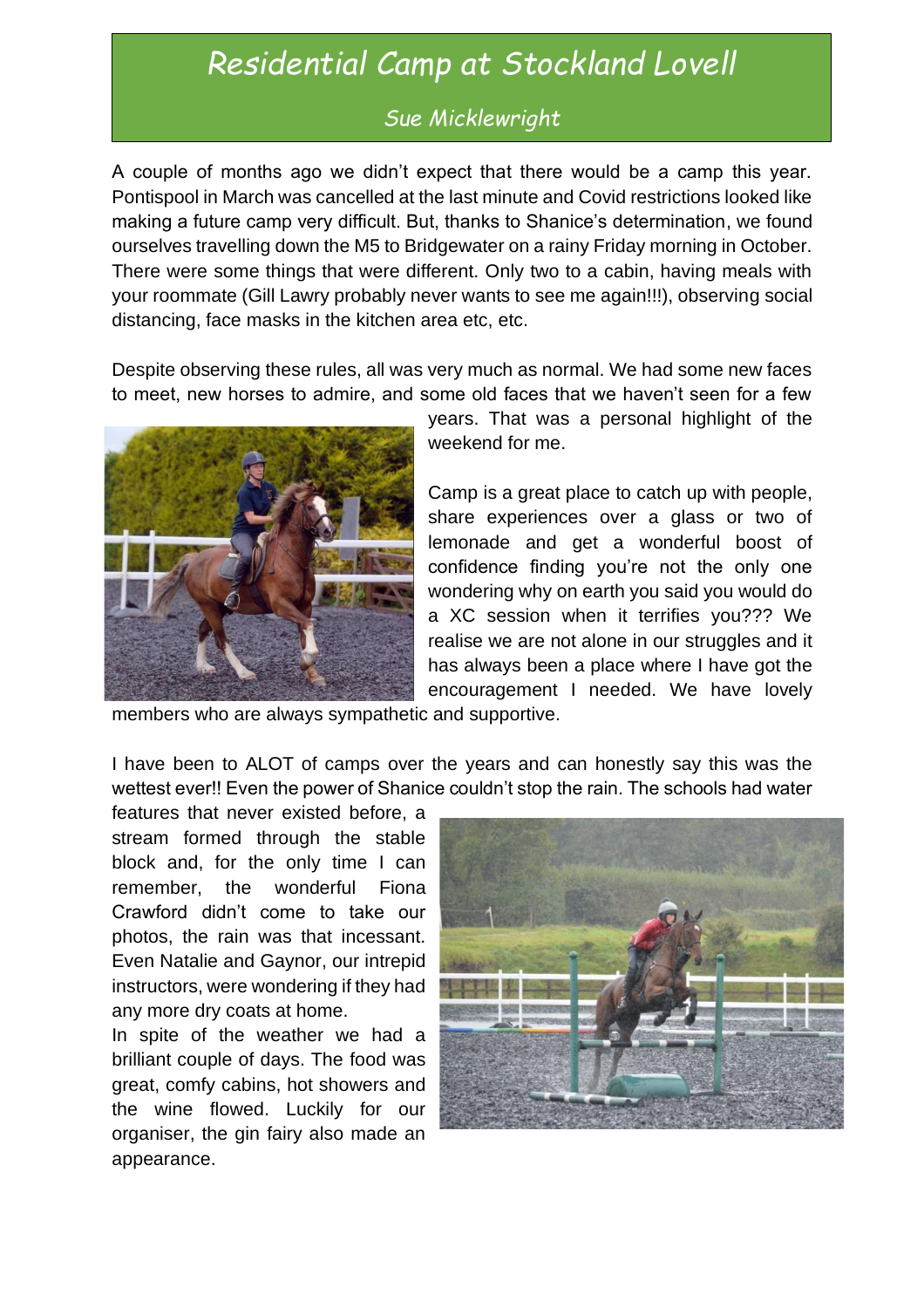# Residential Camp at Stockland Lovell

*Sue Micklewright*

A couple of months ago we didn't expect that there would be a camp this year. Pontispool in March was cancelled at the last minute and Covid restrictions looked like making a future camp very difficult. But, thanks to Shanice's determination, we found ourselves travelling down the M5 to Bridgewater on a rainy Friday morning in October. There were some things that were different. Only two to a cabin, having meals with your roommate (Gill Lawry probably never wants to see me again!!!), observing social distancing, face masks in the kitchen area etc, etc.

Despite observing these rules, all was very much as normal. We had some new faces to meet, new horses to admire, and some old faces that we haven't seen for a few years. That was a personal highlight of the weekend for me.

Camp is a great place to catch up with people, share experiences over a glass or two of lemonade and get a wonderful boost of confidence finding you're not the only one wondering why on earth you said you would do a XC session when it terrifies you??? We realise we are not alone in our struggles and it has always been a place where I have got the encouragement I needed. We have lovely members who are always sympathetic and supportive.

I have been to ALOT of camps over the years and can honestly say this was the wettest ever!! Even the power of Shanice couldn't stop the rain. The schools had water features that never existed before, a stream formed through the stable block and, for the only time I can remember, the wonderful Fiona Crawford didn't come to take our photos, the rain was that incessant. Even Natalie and Gaynor, our intrepid instructors, were wondering if they had any more dry coats at home.

In spite of the weather we had a brilliant couple of days. The food was great, comfy cabins, hot showers and the wine flowed. Luckily for our organiser, the gin fairy also made an appearance.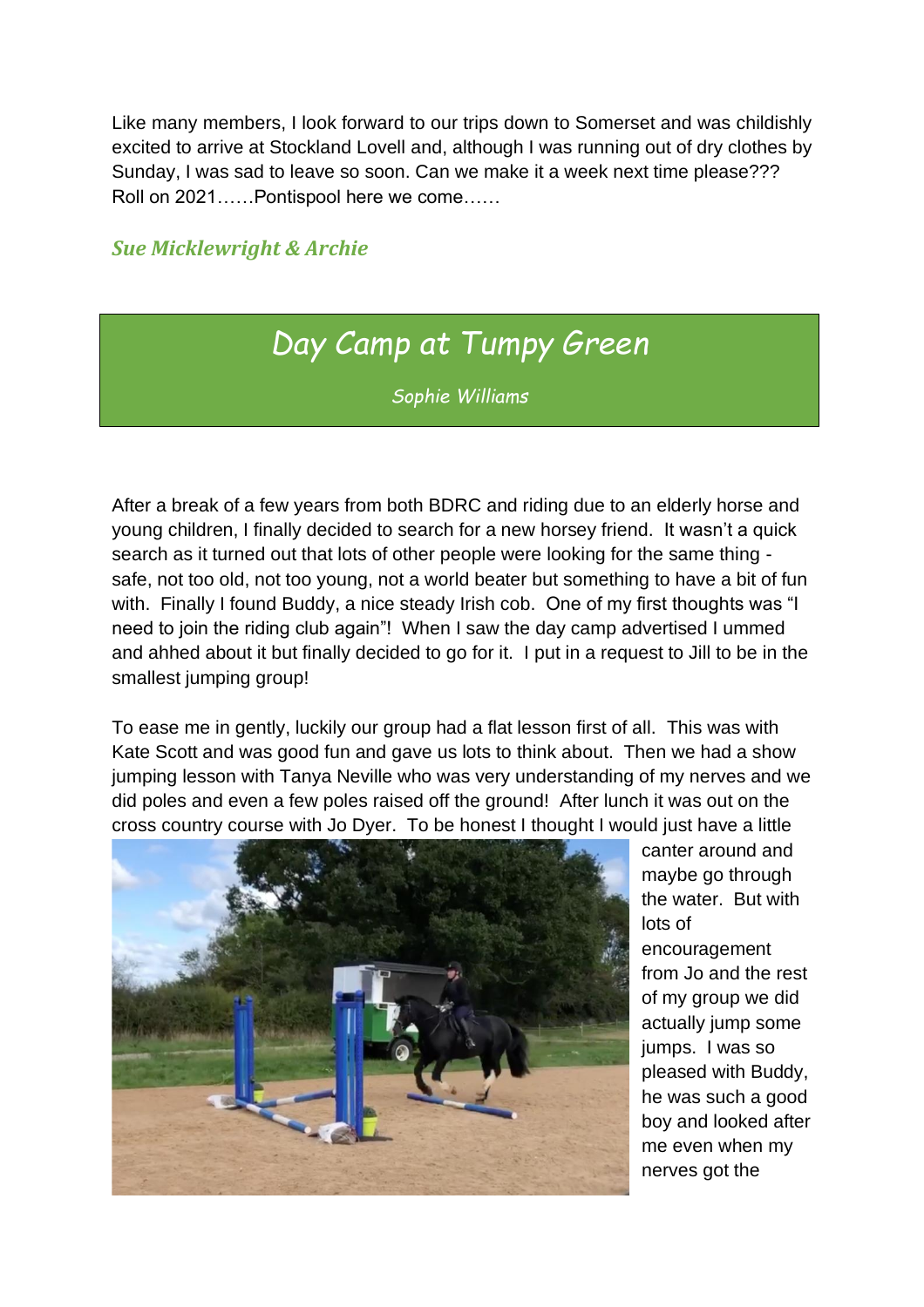Like many members, I look forward to our trips down to Somerset and was childishly excited to arrive at Stockland Lovell and, although I was running out of dry clothes by Sunday, I was sad to leave so soon. Can we make it a week next time please??? Roll on 2021……Pontispool here we come……

***Sue Micklewright & Archie***

## Day Camp at Tumpy Green

*Sophie Williams*

After a break of a few years from both BDRC and riding due to an elderly horse and young children, I finally decided to search for a new horsey friend. It wasn't a quick search as it turned out that lots of other people were looking for the same thing - safe, not too old, not too young, not a world beater but something to have a bit of fun with. Finally I found Buddy, a nice steady Irish cob. One of my first thoughts was "I need to join the riding club again"! When I saw the day camp advertised I ummed and ahhed about it but finally decided to go for it. I put in a request to Jill to be in the smallest jumping group!

To ease me in gently, luckily our group had a flat lesson first of all. This was with Kate Scott and was good fun and gave us lots to think about. Then we had a show jumping lesson with Tanya Neville who was very understanding of my nerves and we did poles and even a few poles raised off the ground! After lunch it was out on the cross country course with Jo Dyer. To be honest I thought I would just have a little canter around and maybe go through the water. But with lots of encouragement from Jo and the rest of my group we did actually jump some jumps. I was so pleased with Buddy, he was such a good boy and looked after me even when my nerves got the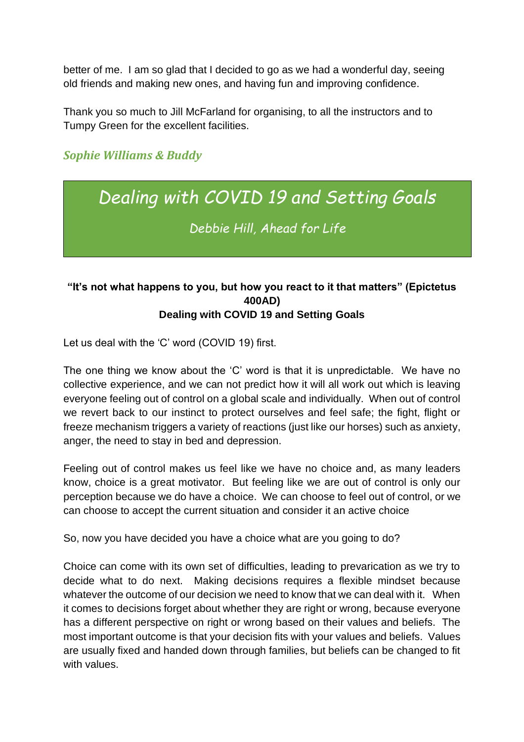better of me. I am so glad that I decided to go as we had a wonderful day, seeing old friends and making new ones, and having fun and improving confidence.

Thank you so much to Jill McFarland for organising, to all the instructors and to Tumpy Green for the excellent facilities.

***Sophie Williams & Buddy***

## *Dealing with COVID 19 and Setting Goals*

*Debbie Hill, Ahead for Life*

**"It's not what happens to you, but how you react to it that matters" (Epictetus 400AD)**
**Dealing with COVID 19 and Setting Goals**

Let us deal with the 'C' word (COVID 19) first.

The one thing we know about the 'C' word is that it is unpredictable. We have no collective experience, and we can not predict how it will all work out which is leaving everyone feeling out of control on a global scale and individually. When out of control we revert back to our instinct to protect ourselves and feel safe; the fight, flight or freeze mechanism triggers a variety of reactions (just like our horses) such as anxiety, anger, the need to stay in bed and depression.

Feeling out of control makes us feel like we have no choice and, as many leaders know, choice is a great motivator. But feeling like we are out of control is only our perception because we do have a choice. We can choose to feel out of control, or we can choose to accept the current situation and consider it an active choice

So, now you have decided you have a choice what are you going to do?

Choice can come with its own set of difficulties, leading to prevarication as we try to decide what to do next. Making decisions requires a flexible mindset because whatever the outcome of our decision we need to know that we can deal with it. When it comes to decisions forget about whether they are right or wrong, because everyone has a different perspective on right or wrong based on their values and beliefs. The most important outcome is that your decision fits with your values and beliefs. Values are usually fixed and handed down through families, but beliefs can be changed to fit with values.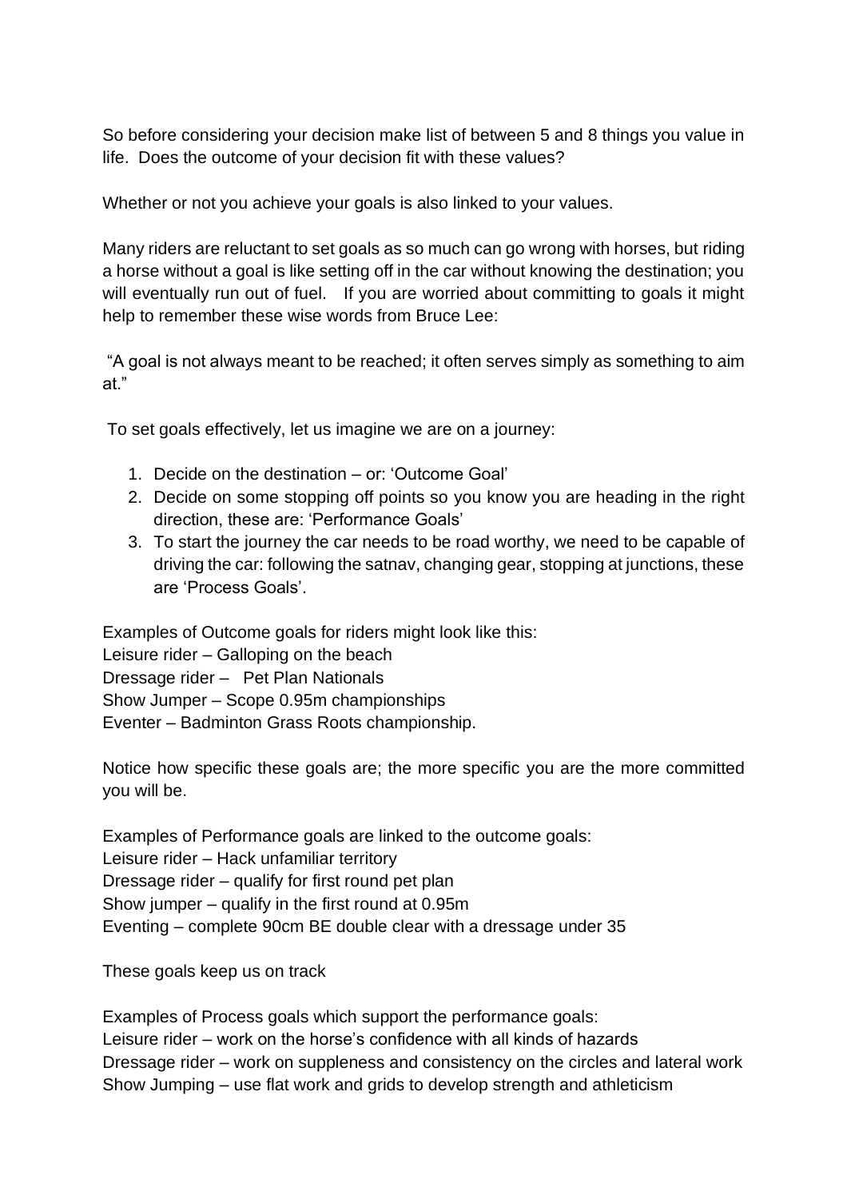So before considering your decision make list of between 5 and 8 things you value in life. Does the outcome of your decision fit with these values?

Whether or not you achieve your goals is also linked to your values.

Many riders are reluctant to set goals as so much can go wrong with horses, but riding a horse without a goal is like setting off in the car without knowing the destination; you will eventually run out of fuel. If you are worried about committing to goals it might help to remember these wise words from Bruce Lee:

"A goal is not always meant to be reached; it often serves simply as something to aim at."

To set goals effectively, let us imagine we are on a journey:

1. Decide on the destination – or: 'Outcome Goal'
2. Decide on some stopping off points so you know you are heading in the right direction, these are: 'Performance Goals'
3. To start the journey the car needs to be road worthy, we need to be capable of driving the car: following the satnav, changing gear, stopping at junctions, these are 'Process Goals'.

Examples of Outcome goals for riders might look like this:
Leisure rider – Galloping on the beach
Dressage rider – Pet Plan Nationals
Show Jumper – Scope 0.95m championships
Eventer – Badminton Grass Roots championship.

Notice how specific these goals are; the more specific you are the more committed you will be.

Examples of Performance goals are linked to the outcome goals:
Leisure rider – Hack unfamiliar territory
Dressage rider – qualify for first round pet plan
Show jumper – qualify in the first round at 0.95m
Eventing – complete 90cm BE double clear with a dressage under 35

These goals keep us on track

Examples of Process goals which support the performance goals:
Leisure rider – work on the horse's confidence with all kinds of hazards
Dressage rider – work on suppleness and consistency on the circles and lateral work
Show Jumping – use flat work and grids to develop strength and athleticism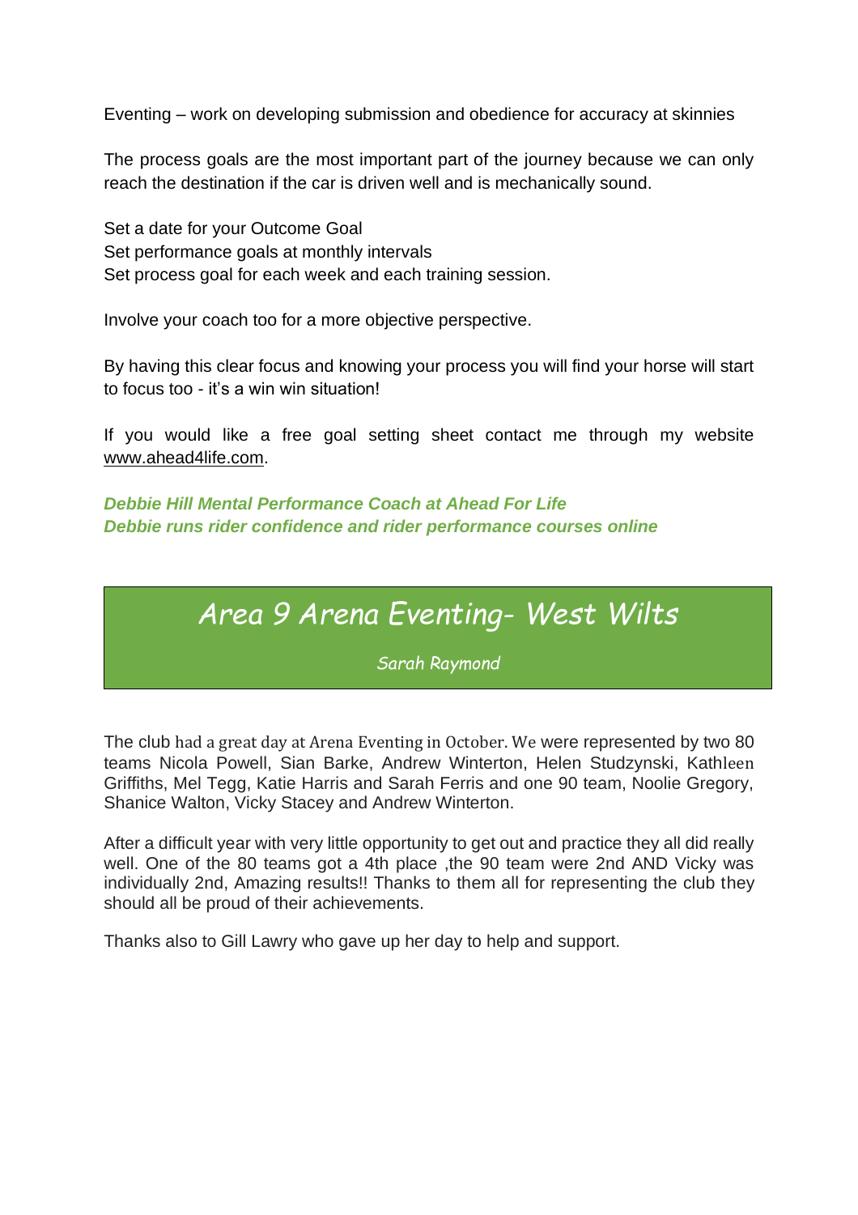Eventing – work on developing submission and obedience for accuracy at skinnies

The process goals are the most important part of the journey because we can only reach the destination if the car is driven well and is mechanically sound.

Set a date for your Outcome Goal
Set performance goals at monthly intervals
Set process goal for each week and each training session.

Involve your coach too for a more objective perspective.

By having this clear focus and knowing your process you will find your horse will start to focus too - it's a win win situation!

If you would like a free goal setting sheet contact me through my website www.ahead4life.com.

***Debbie Hill Mental Performance Coach at Ahead For Life***
***Debbie runs rider confidence and rider performance courses online***

## Area 9 Arena Eventing- West Wilts

*Sarah Raymond*

The club had a great day at Arena Eventing in October. We were represented by two 80 teams Nicola Powell, Sian Barke, Andrew Winterton, Helen Studzynski, Kathleen Griffiths, Mel Tegg, Katie Harris and Sarah Ferris and one 90 team, Noolie Gregory, Shanice Walton, Vicky Stacey and Andrew Winterton.

After a difficult year with very little opportunity to get out and practice they all did really well. One of the 80 teams got a 4th place ,the 90 team were 2nd AND Vicky was individually 2nd, Amazing results!! Thanks to them all for representing the club they should all be proud of their achievements.

Thanks also to Gill Lawry who gave up her day to help and support.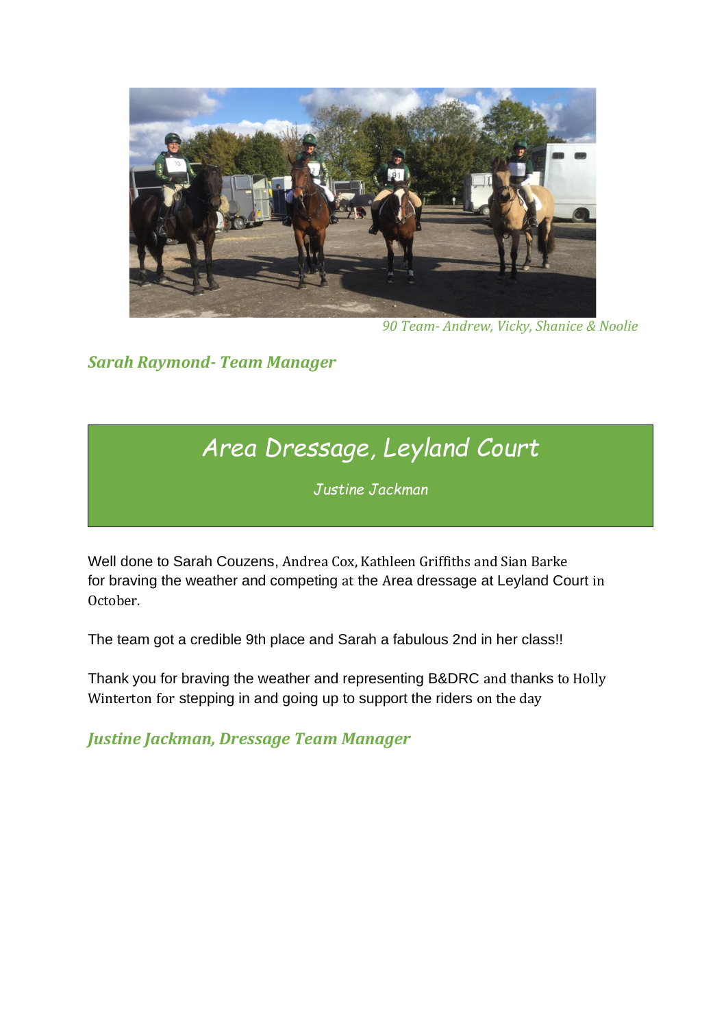*90 Team- Andrew, Vicky, Shanice & Noolie*

***Sarah Raymond- Team Manager***

# *Area Dressage, Leyland Court*

*Justine Jackman*

Well done to Sarah Couzens, Andrea Cox, Kathleen Griffiths and Sian Barke for braving the weather and competing at the Area dressage at Leyland Court in October.

The team got a credible 9th place and Sarah a fabulous 2nd in her class!!

Thank you for braving the weather and representing B&DRC and thanks to Holly Winterton for stepping in and going up to support the riders on the day

***Justine Jackman, Dressage Team Manager***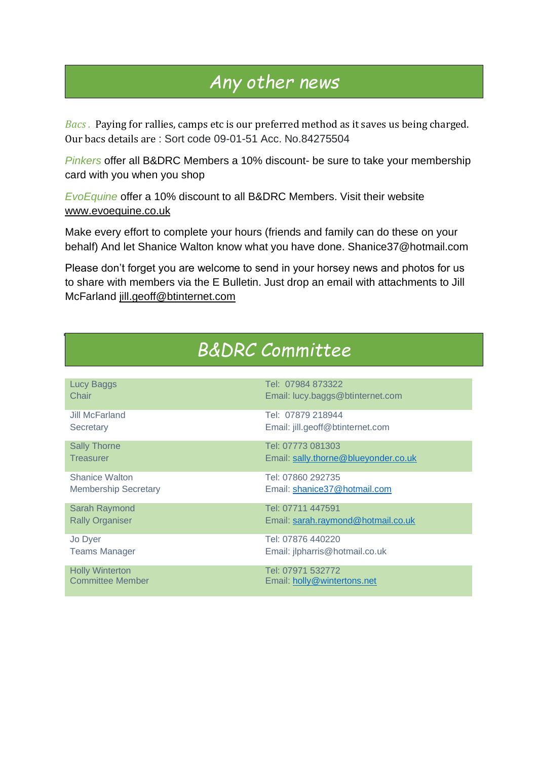# Any other news

*Bacs .* Paying for rallies, camps etc is our preferred method as it saves us being charged. Our bacs details are : Sort code 09-01-51 Acc. No.84275504

*Pinkers* offer all B&DRC Members a 10% discount- be sure to take your membership card with you when you shop

*EvoEquine* offer a 10% discount to all B&DRC Members. Visit their website www.evoequine.co.uk

Make every effort to complete your hours (friends and family can do these on your behalf) And let Shanice Walton know what you have done. Shanice37@hotmail.com

Please don't forget you are welcome to send in your horsey news and photos for us to share with members via the E Bulletin. Just drop an email with attachments to Jill McFarland jill.geoff@btinternet.com

# B&DRC Committee

| | |
|---|---|
| Lucy Baggs<br>Chair | Tel: 07984 873322<br>Email: lucy.baggs@btinternet.com |
| Jill McFarland<br>Secretary | Tel: 07879 218944<br>Email: jill.geoff@btinternet.com |
| Sally Thorne<br>Treasurer | Tel: 07773 081303<br>Email: sally.thorne@blueyonder.co.uk |
| Shanice Walton<br>Membership Secretary | Tel: 07860 292735<br>Email: shanice37@hotmail.com |
| Sarah Raymond<br>Rally Organiser | Tel: 07711 447591<br>Email: sarah.raymond@hotmail.co.uk |
| Jo Dyer<br>Teams Manager | Tel: 07876 440220<br>Email: jlpharris@hotmail.co.uk |
| Holly Winterton<br>Committee Member | Tel: 07971 532772<br>Email: holly@wintertons.net |